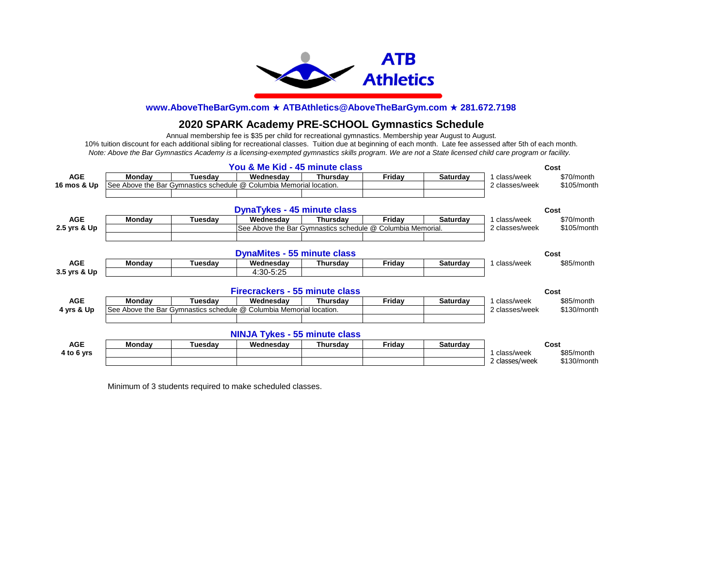**ATB Athletics**

**www.AboveTheBarGym.com ★ ATBAthletics@AboveTheBarGym.com ★ 281.672.7198**

## 2020 SPARK Academy PRE-SCHOOL Gymnastics Schedule

Annual membership fee is $35 per child for recreational gymnastics. Membership year August to August.

10% tuition discount for each additional sibling for recreational classes. Tuition due at beginning of each month. Late fee assessed after 5th of each month.

*Note: Above the Bar Gymnastics Academy is a licensing-exempted gymnastics skills program. We are not a State licensed child care program or facility.*

### You & Me Kid - 45 minute class

| AGE | Monday | Tuesday | Wednesday | Thursday | Friday | Saturday | | Cost |
|---|---|---|---|---|---|---|---|---|
| 16 mos & Up | See Above the Bar Gymnastics schedule @ Columbia Memorial location. | | | | | | 1 class/week | $70/month |
| | | | | | | | 2 classes/week | $105/month |

### DynaTykes - 45 minute class

| AGE | Monday | Tuesday | Wednesday | Thursday | Friday | Saturday | | Cost |
|---|---|---|---|---|---|---|---|---|
| 2.5 yrs & Up | | | See Above the Bar Gymnastics schedule @ Columbia Memorial. | | | | 1 class/week | $70/month |
| | | | | | | | 2 classes/week | $105/month |

### DynaMites - 55 minute class

| AGE | Monday | Tuesday | Wednesday | Thursday | Friday | Saturday | | Cost |
|---|---|---|---|---|---|---|---|---|
| 3.5 yrs & Up | | | 4:30-5:25 | | | | 1 class/week | $85/month |

### Firecrackers - 55 minute class

| AGE | Monday | Tuesday | Wednesday | Thursday | Friday | Saturday | | Cost |
|---|---|---|---|---|---|---|---|---|
| 4 yrs & Up | See Above the Bar Gymnastics schedule @ Columbia Memorial location. | | | | | | 1 class/week | $85/month |
| | | | | | | | 2 classes/week | $130/month |

### NINJA Tykes - 55 minute class

| AGE | Monday | Tuesday | Wednesday | Thursday | Friday | Saturday | | Cost |
|---|---|---|---|---|---|---|---|---|
| 4 to 6 yrs | | | | | | | 1 class/week | $85/month |
| | | | | | | | 2 classes/week | $130/month |

Minimum of 3 students required to make scheduled classes.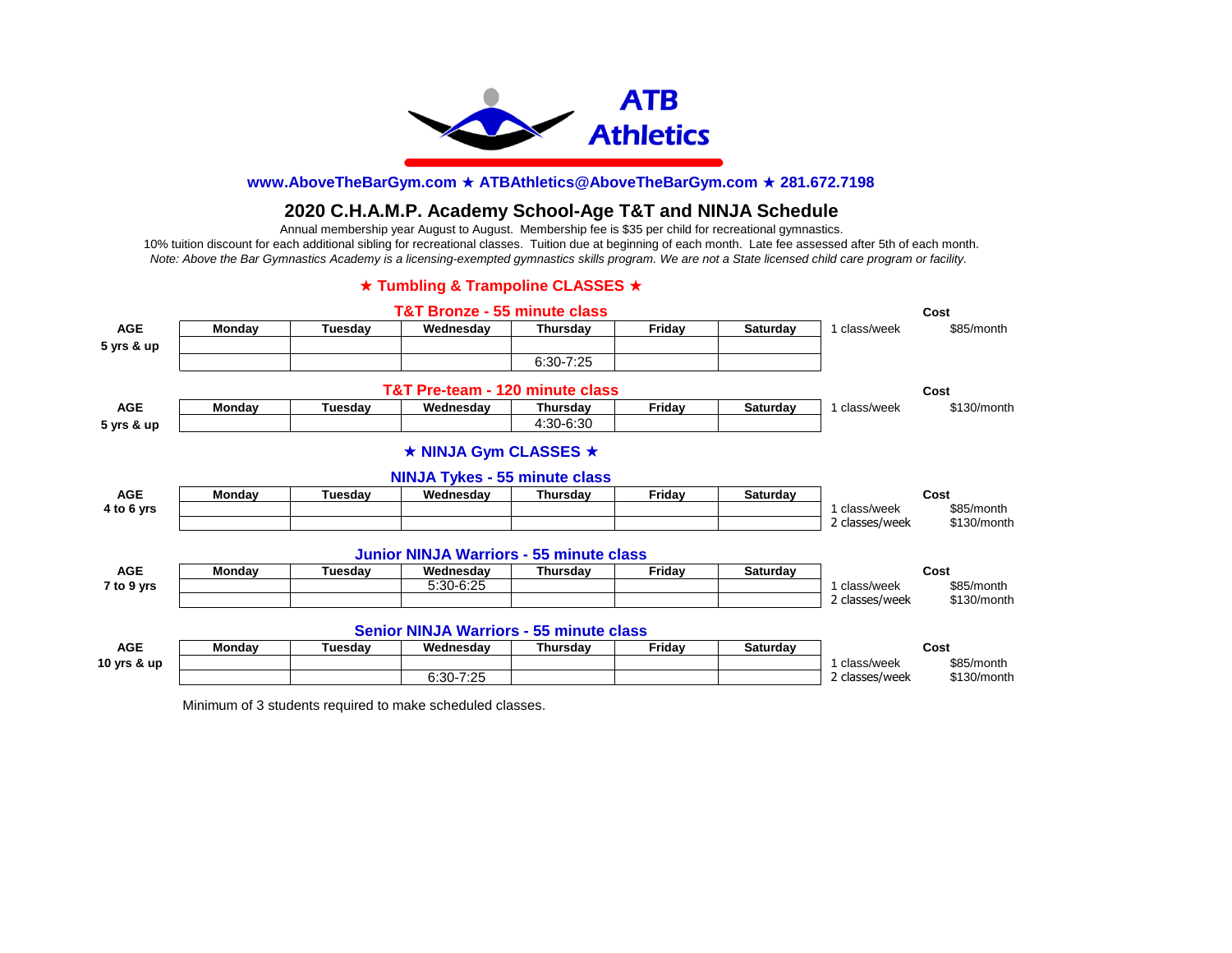# ATB Athletics

**www.AboveTheBarGym.com ★ ATBAthletics@AboveTheBarGym.com ★ 281.672.7198**

## 2020 C.H.A.M.P. Academy School-Age T&T and NINJA Schedule

Annual membership year August to August. Membership fee is $35 per child for recreational gymnastics.
10% tuition discount for each additional sibling for recreational classes. Tuition due at beginning of each month. Late fee assessed after 5th of each month.
*Note: Above the Bar Gymnastics Academy is a licensing-exempted gymnastics skills program. We are not a State licensed child care program or facility.*

### ★ Tumbling & Trampoline CLASSES ★

#### T&T Bronze - 55 minute class

| AGE | Monday | Tuesday | Wednesday | Thursday | Friday | Saturday | | Cost |
|---|---|---|---|---|---|---|---|---|
| 5 yrs & up | | | | | | | 1 class/week | $85/month |
| | | | | 6:30-7:25 | | | | |

#### T&T Pre-team - 120 minute class

| AGE | Monday | Tuesday | Wednesday | Thursday | Friday | Saturday | | Cost |
|---|---|---|---|---|---|---|---|---|
| 5 yrs & up | | | | 4:30-6:30 | | | 1 class/week | $130/month |

### ★ NINJA Gym CLASSES ★

#### NINJA Tykes - 55 minute class

| AGE | Monday | Tuesday | Wednesday | Thursday | Friday | Saturday | | Cost |
|---|---|---|---|---|---|---|---|---|
| 4 to 6 yrs | | | | | | | 1 class/week | $85/month |
| | | | | | | | 2 classes/week | $130/month |

#### Junior NINJA Warriors - 55 minute class

| AGE | Monday | Tuesday | Wednesday | Thursday | Friday | Saturday | | Cost |
|---|---|---|---|---|---|---|---|---|
| 7 to 9 yrs | | | 5:30-6:25 | | | | 1 class/week | $85/month |
| | | | | | | | 2 classes/week | $130/month |

#### Senior NINJA Warriors - 55 minute class

| AGE | Monday | Tuesday | Wednesday | Thursday | Friday | Saturday | | Cost |
|---|---|---|---|---|---|---|---|---|
| 10 yrs & up | | | | | | | 1 class/week | $85/month |
| | | | 6:30-7:25 | | | | 2 classes/week | $130/month |

Minimum of 3 students required to make scheduled classes.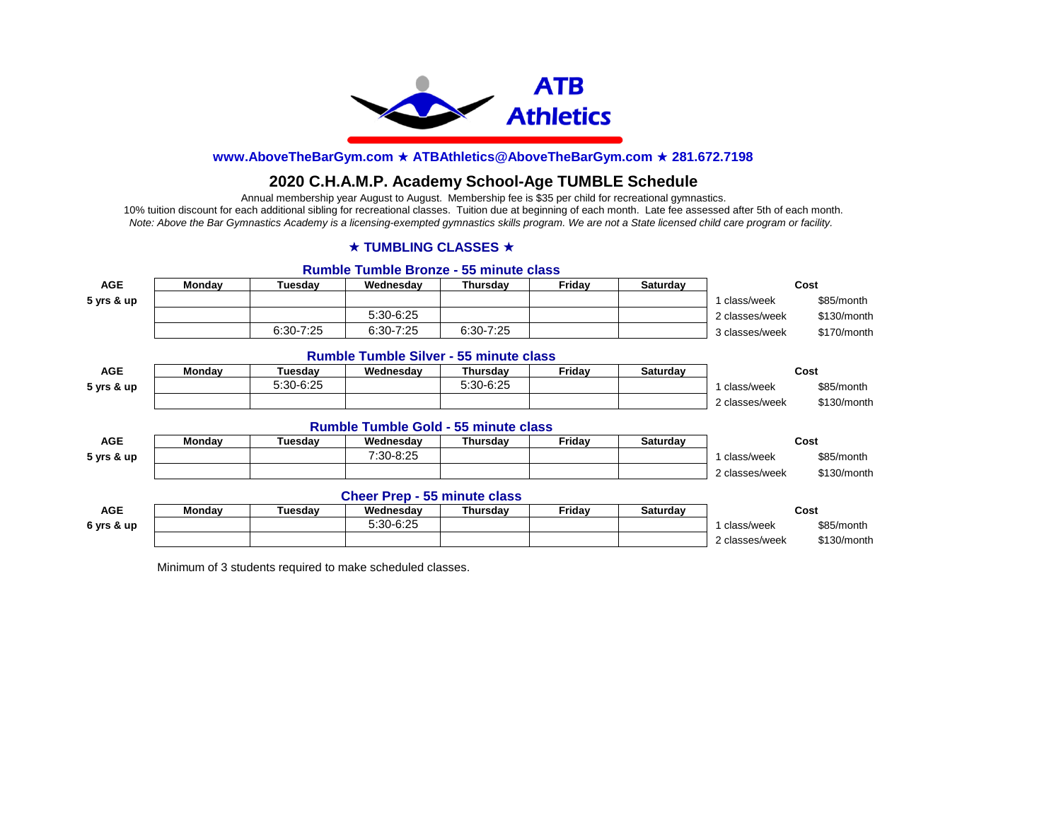**ATB Athletics**

**www.AboveTheBarGym.com ★ ATBAthletics@AboveTheBarGym.com ★ 281.672.7198**

## 2020 C.H.A.M.P. Academy School-Age TUMBLE Schedule

Annual membership year August to August. Membership fee is $35 per child for recreational gymnastics.
10% tuition discount for each additional sibling for recreational classes. Tuition due at beginning of each month. Late fee assessed after 5th of each month.
*Note: Above the Bar Gymnastics Academy is a licensing-exempted gymnastics skills program. We are not a State licensed child care program or facility.*

### ★ TUMBLING CLASSES ★

#### Rumble Tumble Bronze - 55 minute class

| AGE | Monday | Tuesday | Wednesday | Thursday | Friday | Saturday | Cost | |
|---|---|---|---|---|---|---|---|---|
| 5 yrs & up | | | | | | | 1 class/week | $85/month |
| | | | 5:30-6:25 | | | | 2 classes/week | $130/month |
| | | 6:30-7:25 | 6:30-7:25 | 6:30-7:25 | | | 3 classes/week | $170/month |

#### Rumble Tumble Silver - 55 minute class

| AGE | Monday | Tuesday | Wednesday | Thursday | Friday | Saturday | Cost | |
|---|---|---|---|---|---|---|---|---|
| 5 yrs & up | | 5:30-6:25 | | 5:30-6:25 | | | 1 class/week | $85/month |
| | | | | | | | 2 classes/week | $130/month |

#### Rumble Tumble Gold - 55 minute class

| AGE | Monday | Tuesday | Wednesday | Thursday | Friday | Saturday | Cost | |
|---|---|---|---|---|---|---|---|---|
| 5 yrs & up | | | 7:30-8:25 | | | | 1 class/week | $85/month |
| | | | | | | | 2 classes/week | $130/month |

#### Cheer Prep - 55 minute class

| AGE | Monday | Tuesday | Wednesday | Thursday | Friday | Saturday | Cost | |
|---|---|---|---|---|---|---|---|---|
| 6 yrs & up | | | 5:30-6:25 | | | | 1 class/week | $85/month |
| | | | | | | | 2 classes/week | $130/month |

Minimum of 3 students required to make scheduled classes.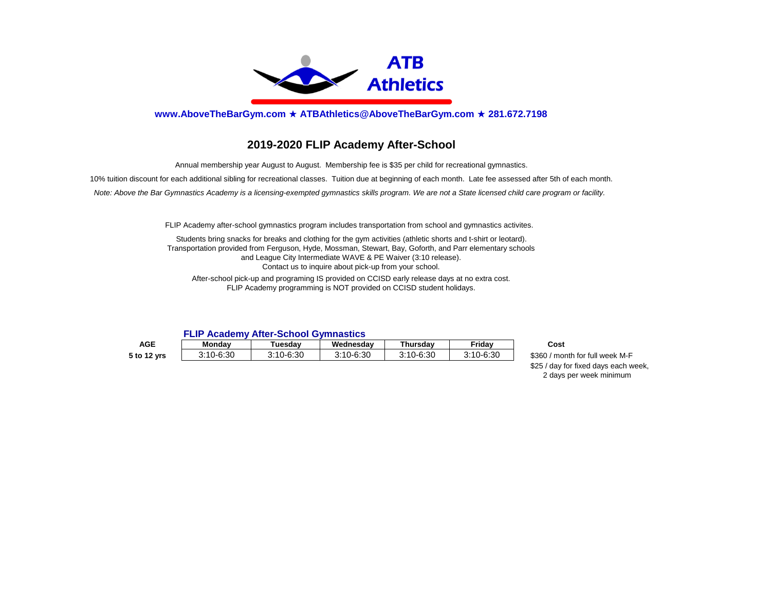ATB Athletics

**www.AboveTheBarGym.com ★ ATBAthletics@AboveTheBarGym.com ★ 281.672.7198**

## 2019-2020 FLIP Academy After-School

Annual membership year August to August. Membership fee is $35 per child for recreational gymnastics.

10% tuition discount for each additional sibling for recreational classes. Tuition due at beginning of each month. Late fee assessed after 5th of each month.

*Note: Above the Bar Gymnastics Academy is a licensing-exempted gymnastics skills program. We are not a State licensed child care program or facility.*

FLIP Academy after-school gymnastics program includes transportation from school and gymnastics activites.

Students bring snacks for breaks and clothing for the gym activities (athletic shorts and t-shirt or leotard).
Transportation provided from Ferguson, Hyde, Mossman, Stewart, Bay, Goforth, and Parr elementary schools
and League City Intermediate WAVE & PE Waiver (3:10 release).
Contact us to inquire about pick-up from your school.

After-school pick-up and programing IS provided on CCISD early release days at no extra cost.
FLIP Academy programming is NOT provided on CCISD student holidays.

### FLIP Academy After-School Gymnastics

| AGE | Monday | Tuesday | Wednesday | Thursday | Friday | Cost |
|---|---|---|---|---|---|---|
| 5 to 12 yrs | 3:10-6:30 | 3:10-6:30 | 3:10-6:30 | 3:10-6:30 | 3:10-6:30 | $360 / month for full week M-F<br>$25 / day for fixed days each week, 2 days per week minimum |